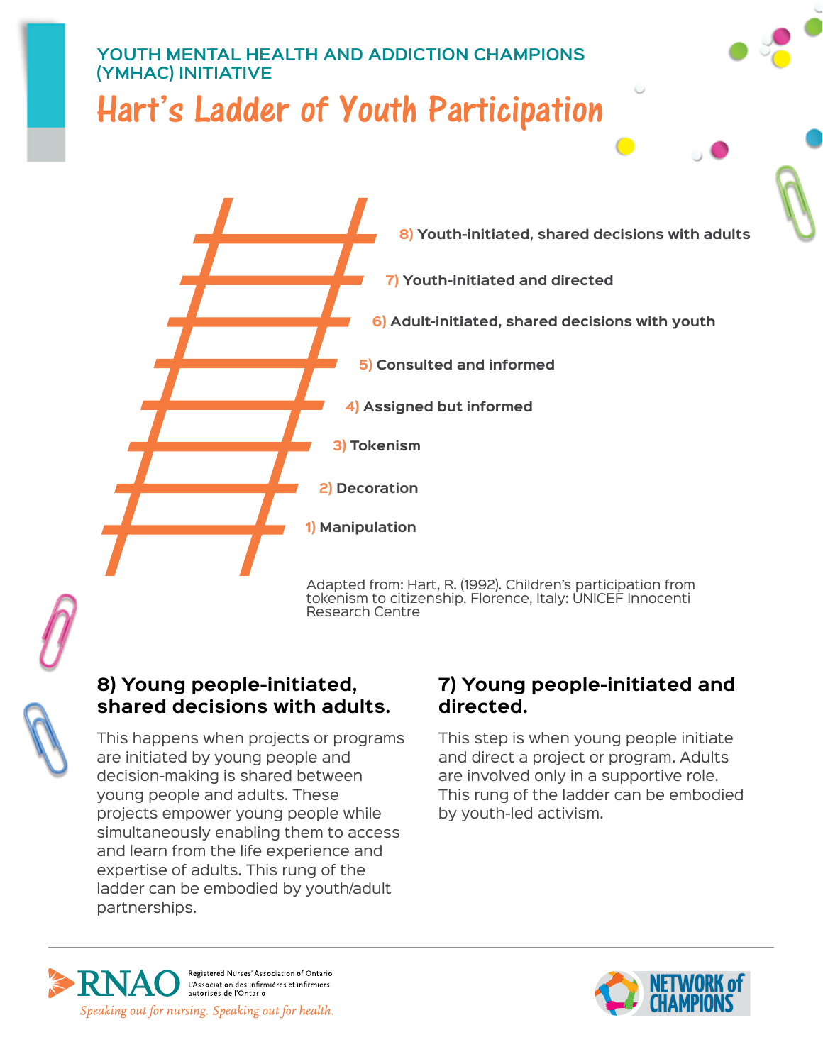YOUTH MENTAL HEALTH AND ADDICTION CHAMPIONS (YMHAC) INITIATIVE

# Hart's Ladder of Youth Participation

8) Youth-initiated, shared decisions with adults

7) Youth-initiated and directed

6) Adult-initiated, shared decisions with youth

5) Consulted and informed

4) Assigned but informed

3) Tokenism

2) Decoration

1) Manipulation

Adapted from: Hart, R. (1992). Children's participation from tokenism to citizenship. Florence, Italy: UNICEF Innocenti Research Centre

## 8) Young people-initiated, shared decisions with adults.

This happens when projects or programs are initiated by young people and decision-making is shared between young people and adults. These projects empower young people while simultaneously enabling them to access and learn from the life experience and expertise of adults. This rung of the ladder can be embodied by youth/adult partnerships.

## 7) Young people-initiated and directed.

This step is when young people initiate and direct a project or program. Adults are involved only in a supportive role. This rung of the ladder can be embodied by youth-led activism.

RNAO Registered Nurses' Association of Ontario L'Association des infirmières et infirmiers autorisés de l'Ontario

*Speaking out for nursing. Speaking out for health.*

NETWORK of CHAMPIONS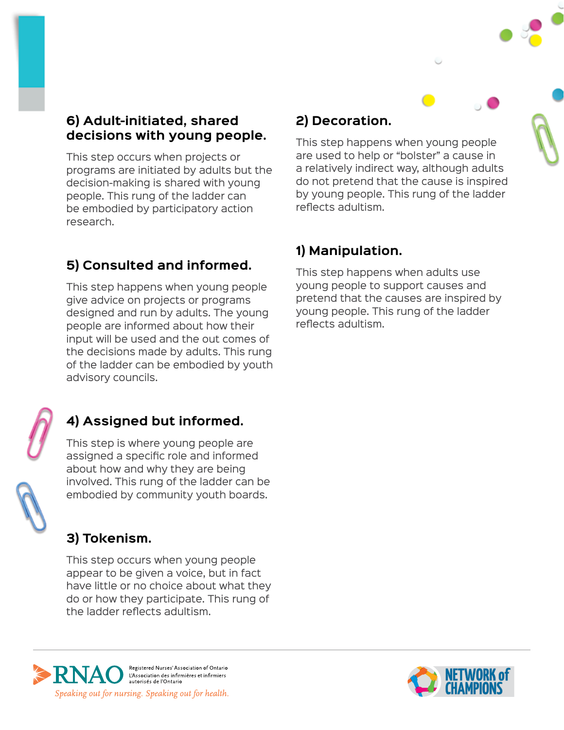### 6) Adult-initiated, shared decisions with young people.

This step occurs when projects or programs are initiated by adults but the decision-making is shared with young people. This rung of the ladder can be embodied by participatory action research.

### 5) Consulted and informed.

This step happens when young people give advice on projects or programs designed and run by adults. The young people are informed about how their input will be used and the out comes of the decisions made by adults. This rung of the ladder can be embodied by youth advisory councils.

### 4) Assigned but informed.

This step is where young people are assigned a specific role and informed about how and why they are being involved. This rung of the ladder can be embodied by community youth boards.

### 3) Tokenism.

This step occurs when young people appear to be given a voice, but in fact have little or no choice about what they do or how they participate. This rung of the ladder reflects adultism.

### 2) Decoration.

This step happens when young people are used to help or "bolster" a cause in a relatively indirect way, although adults do not pretend that the cause is inspired by young people. This rung of the ladder reflects adultism.

### 1) Manipulation.

This step happens when adults use young people to support causes and pretend that the causes are inspired by young people. This rung of the ladder reflects adultism.